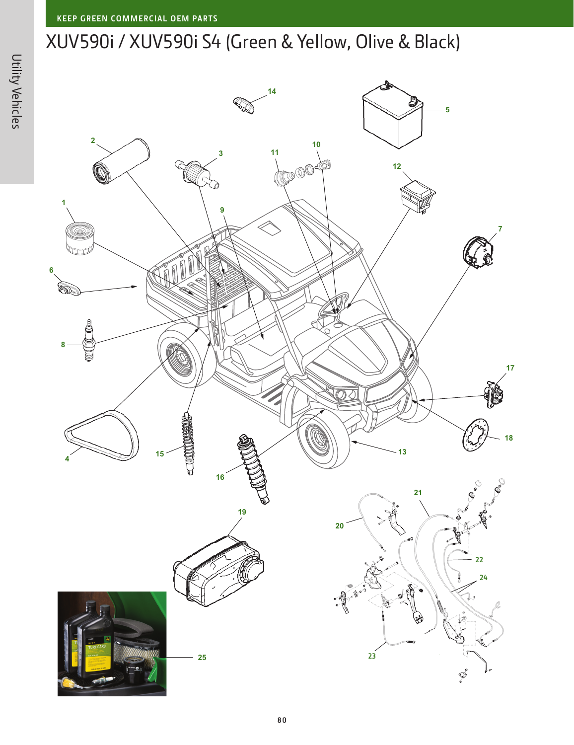# XUV590i / XUV590i S4 (Green & Yellow, Olive & Black)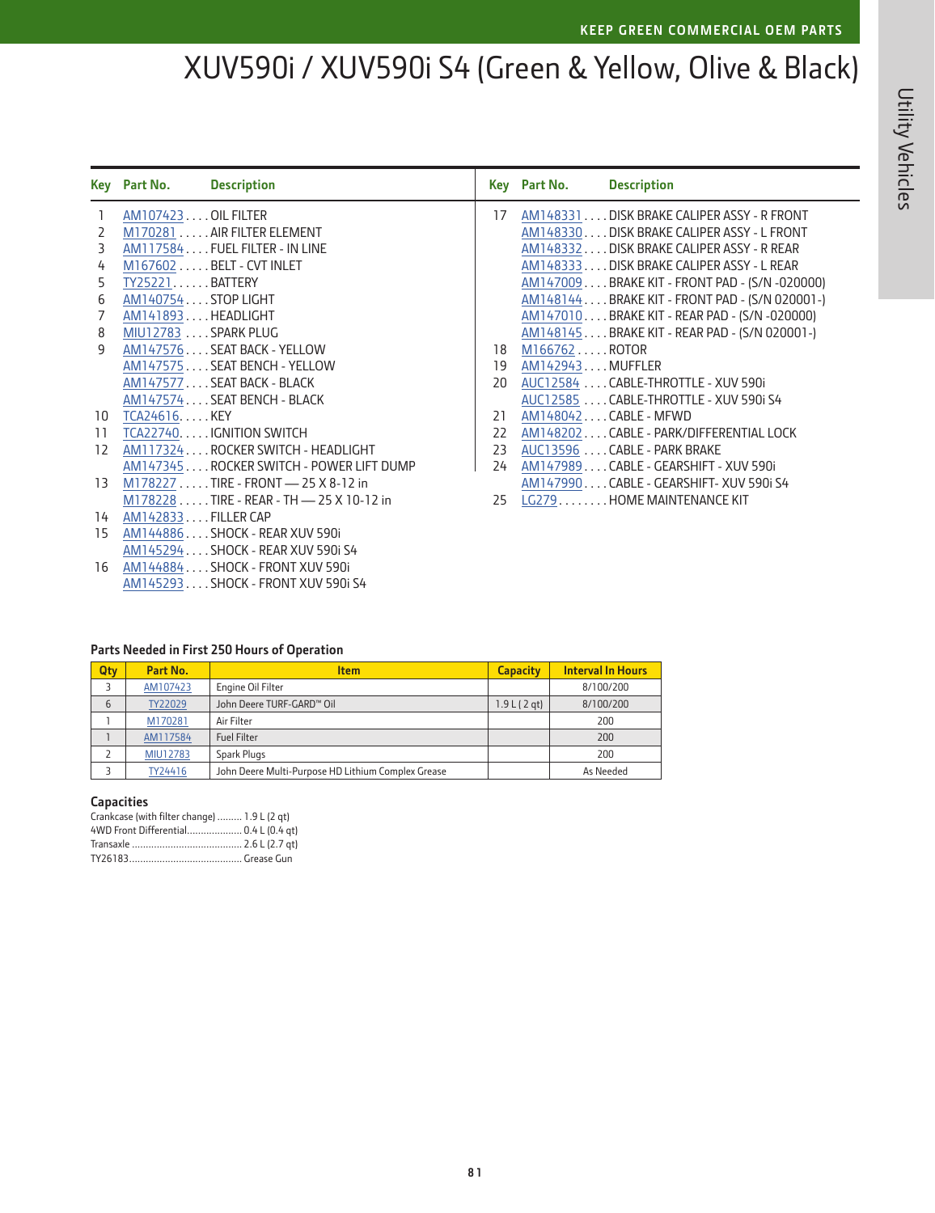# XUV590i / XUV590i S4 (Green & Yellow, Olive & Black)

| Key | Part No. | Description |
|---|---|---|
| 1 | AM107423 | OIL FILTER |
| 2 | M170281 | AIR FILTER ELEMENT |
| 3 | AM117584 | FUEL FILTER - IN LINE |
| 4 | M167602 | BELT - CVT INLET |
| 5 | TY25221 | BATTERY |
| 6 | AM140754 | STOP LIGHT |
| 7 | AM141893 | HEADLIGHT |
| 8 | MIU12783 | SPARK PLUG |
| 9 | AM147576 | SEAT BACK - YELLOW |
| | AM147575 | SEAT BENCH - YELLOW |
| | AM147577 | SEAT BACK - BLACK |
| | AM147574 | SEAT BENCH - BLACK |
| 10 | TCA24616 | KEY |
| 11 | TCA22740 | IGNITION SWITCH |
| 12 | AM117324 | ROCKER SWITCH - HEADLIGHT |
| | AM147345 | ROCKER SWITCH - POWER LIFT DUMP |
| 13 | M178227 | TIRE - FRONT — 25 X 8-12 in |
| | M178228 | TIRE - REAR - TH — 25 X 10-12 in |
| 14 | AM142833 | FILLER CAP |
| 15 | AM144886 | SHOCK - REAR XUV 590i |
| | AM145294 | SHOCK - REAR XUV 590i S4 |
| 16 | AM144884 | SHOCK - FRONT XUV 590i |
| | AM145293 | SHOCK - FRONT XUV 590i S4 |
| 17 | AM148331 | DISK BRAKE CALIPER ASSY - R FRONT |
| | AM148330 | DISK BRAKE CALIPER ASSY - L FRONT |
| | AM148332 | DISK BRAKE CALIPER ASSY - R REAR |
| | AM148333 | DISK BRAKE CALIPER ASSY - L REAR |
| | AM147009 | BRAKE KIT - FRONT PAD - (S/N -020000) |
| | AM148144 | BRAKE KIT - FRONT PAD - (S/N 020001-) |
| | AM147010 | BRAKE KIT - REAR PAD - (S/N -020000) |
| | AM148145 | BRAKE KIT - REAR PAD - (S/N 020001-) |
| 18 | M166762 | ROTOR |
| 19 | AM142943 | MUFFLER |
| 20 | AUC12584 | CABLE-THROTTLE - XUV 590i |
| | AUC12585 | CABLE-THROTTLE - XUV 590i S4 |
| 21 | AM148042 | CABLE - MFWD |
| 22 | AM148202 | CABLE - PARK/DIFFERENTIAL LOCK |
| 23 | AUC13596 | CABLE - PARK BRAKE |
| 24 | AM147989 | CABLE - GEARSHIFT - XUV 590i |
| | AM147990 | CABLE - GEARSHIFT- XUV 590i S4 |
| 25 | LG279 | HOME MAINTENANCE KIT |

### Parts Needed in First 250 Hours of Operation

| Qty | Part No. | Item | Capacity | Interval In Hours |
|---|---|---|---|---|
| 3 | AM107423 | Engine Oil Filter | | 8/100/200 |
| 6 | TY22029 | John Deere TURF-GARD™ Oil | 1.9 L ( 2 qt) | 8/100/200 |
| 1 | M170281 | Air Filter | | 200 |
| 1 | AM117584 | Fuel Filter | | 200 |
| 2 | MIU12783 | Spark Plugs | | 200 |
| 3 | TY24416 | John Deere Multi-Purpose HD Lithium Complex Grease | | As Needed |

### Capacities

Crankcase (with filter change) ......... 1.9 L (2 qt)
4WD Front Differential.................... 0.4 L (0.4 qt)
Transaxle ......................................... 2.6 L (2.7 qt)
TY26183......................................... Grease Gun